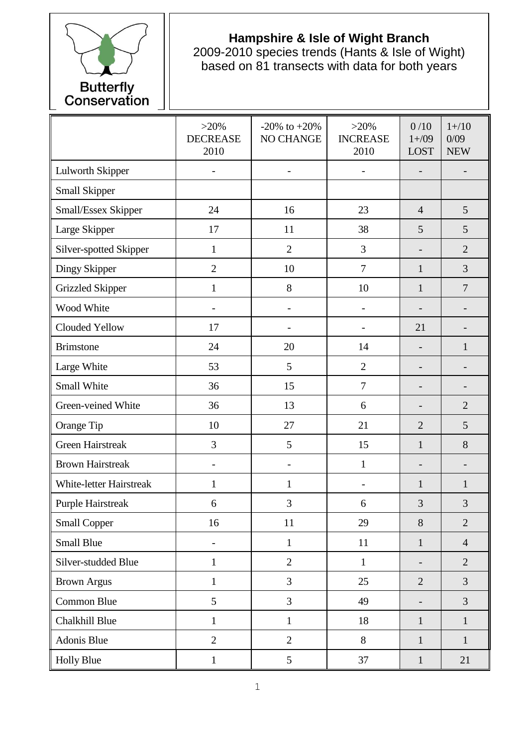Butterfly Conservation

## Hampshire & Isle of Wight Branch

2009-2010 species trends (Hants & Isle of Wight) based on 81 transects with data for both years

| | >20% DECREASE 2010 | -20% to +20% NO CHANGE | >20% INCREASE 2010 | 0 /10 1+/09 LOST | 1+/10 0/09 NEW |
|---|---|---|---|---|---|
| Lulworth Skipper | - | - | - | - | - |
| Small Skipper | | | | | |
| Small/Essex Skipper | 24 | 16 | 23 | 4 | 5 |
| Large Skipper | 17 | 11 | 38 | 5 | 5 |
| Silver-spotted Skipper | 1 | 2 | 3 | - | 2 |
| Dingy Skipper | 2 | 10 | 7 | 1 | 3 |
| Grizzled Skipper | 1 | 8 | 10 | 1 | 7 |
| Wood White | - | - | - | - | - |
| Clouded Yellow | 17 | - | - | 21 | - |
| Brimstone | 24 | 20 | 14 | - | 1 |
| Large White | 53 | 5 | 2 | - | - |
| Small White | 36 | 15 | 7 | - | - |
| Green-veined White | 36 | 13 | 6 | - | 2 |
| Orange Tip | 10 | 27 | 21 | 2 | 5 |
| Green Hairstreak | 3 | 5 | 15 | 1 | 8 |
| Brown Hairstreak | - | - | 1 | - | - |
| White-letter Hairstreak | 1 | 1 | - | 1 | 1 |
| Purple Hairstreak | 6 | 3 | 6 | 3 | 3 |
| Small Copper | 16 | 11 | 29 | 8 | 2 |
| Small Blue | - | 1 | 11 | 1 | 4 |
| Silver-studded Blue | 1 | 2 | 1 | - | 2 |
| Brown Argus | 1 | 3 | 25 | 2 | 3 |
| Common Blue | 5 | 3 | 49 | - | 3 |
| Chalkhill Blue | 1 | 1 | 18 | 1 | 1 |
| Adonis Blue | 2 | 2 | 8 | 1 | 1 |
| Holly Blue | 1 | 5 | 37 | 1 | 21 |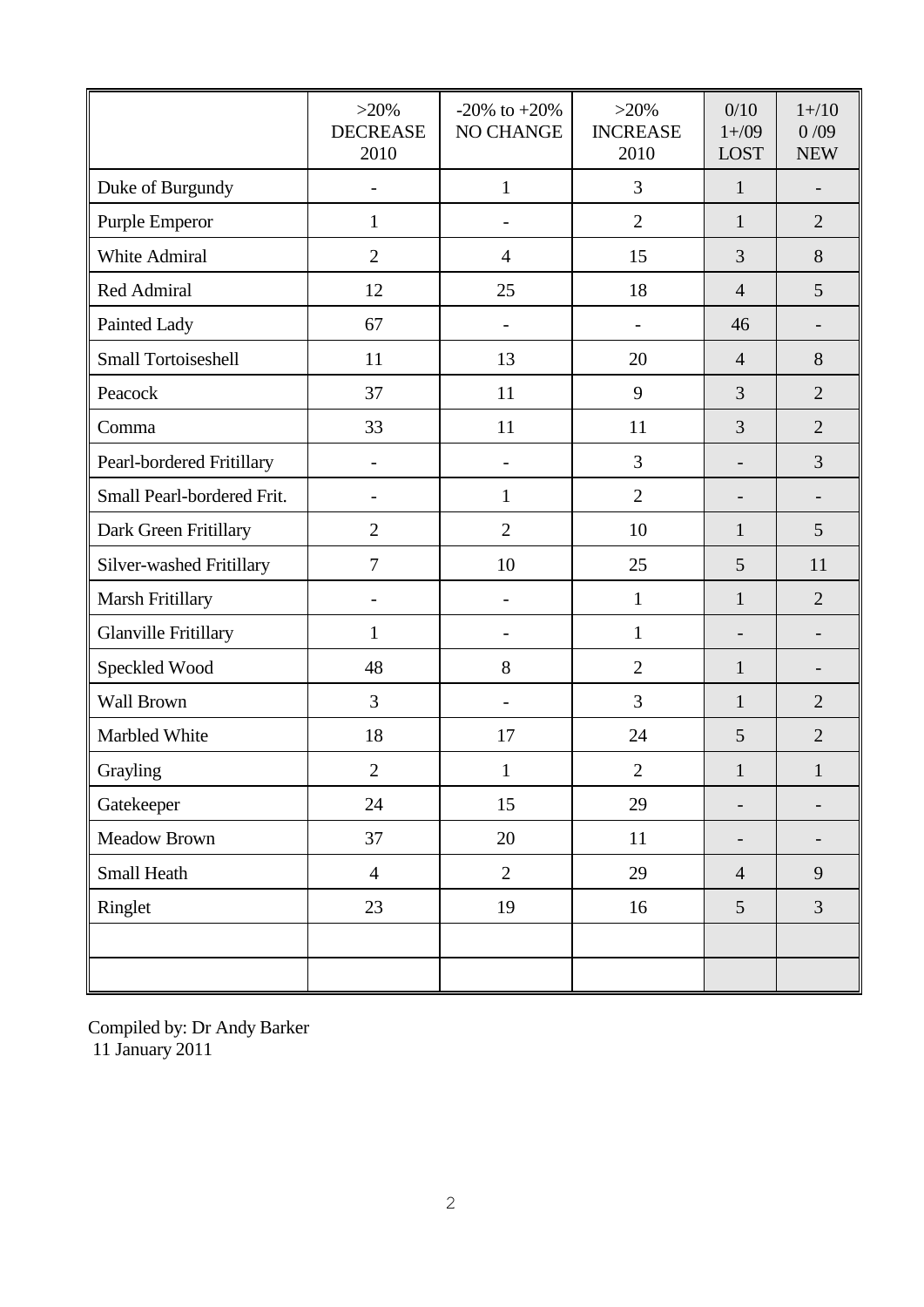| | >20% DECREASE 2010 | -20% to +20% NO CHANGE | >20% INCREASE 2010 | 0/10 1+/09 LOST | 1+/10 0 /09 NEW |
|---|---|---|---|---|---|
| Duke of Burgundy | - | 1 | 3 | 1 | - |
| Purple Emperor | 1 | - | 2 | 1 | 2 |
| White Admiral | 2 | 4 | 15 | 3 | 8 |
| Red Admiral | 12 | 25 | 18 | 4 | 5 |
| Painted Lady | 67 | - | - | 46 | - |
| Small Tortoiseshell | 11 | 13 | 20 | 4 | 8 |
| Peacock | 37 | 11 | 9 | 3 | 2 |
| Comma | 33 | 11 | 11 | 3 | 2 |
| Pearl-bordered Fritillary | - | - | 3 | - | 3 |
| Small Pearl-bordered Frit. | - | 1 | 2 | - | - |
| Dark Green Fritillary | 2 | 2 | 10 | 1 | 5 |
| Silver-washed Fritillary | 7 | 10 | 25 | 5 | 11 |
| Marsh Fritillary | - | - | 1 | 1 | 2 |
| Glanville Fritillary | 1 | - | 1 | - | - |
| Speckled Wood | 48 | 8 | 2 | 1 | - |
| Wall Brown | 3 | - | 3 | 1 | 2 |
| Marbled White | 18 | 17 | 24 | 5 | 2 |
| Grayling | 2 | 1 | 2 | 1 | 1 |
| Gatekeeper | 24 | 15 | 29 | - | - |
| Meadow Brown | 37 | 20 | 11 | - | - |
| Small Heath | 4 | 2 | 29 | 4 | 9 |
| Ringlet | 23 | 19 | 16 | 5 | 3 |
| | | | | | |
| | | | | | |

Compiled by: Dr Andy Barker
11 January 2011